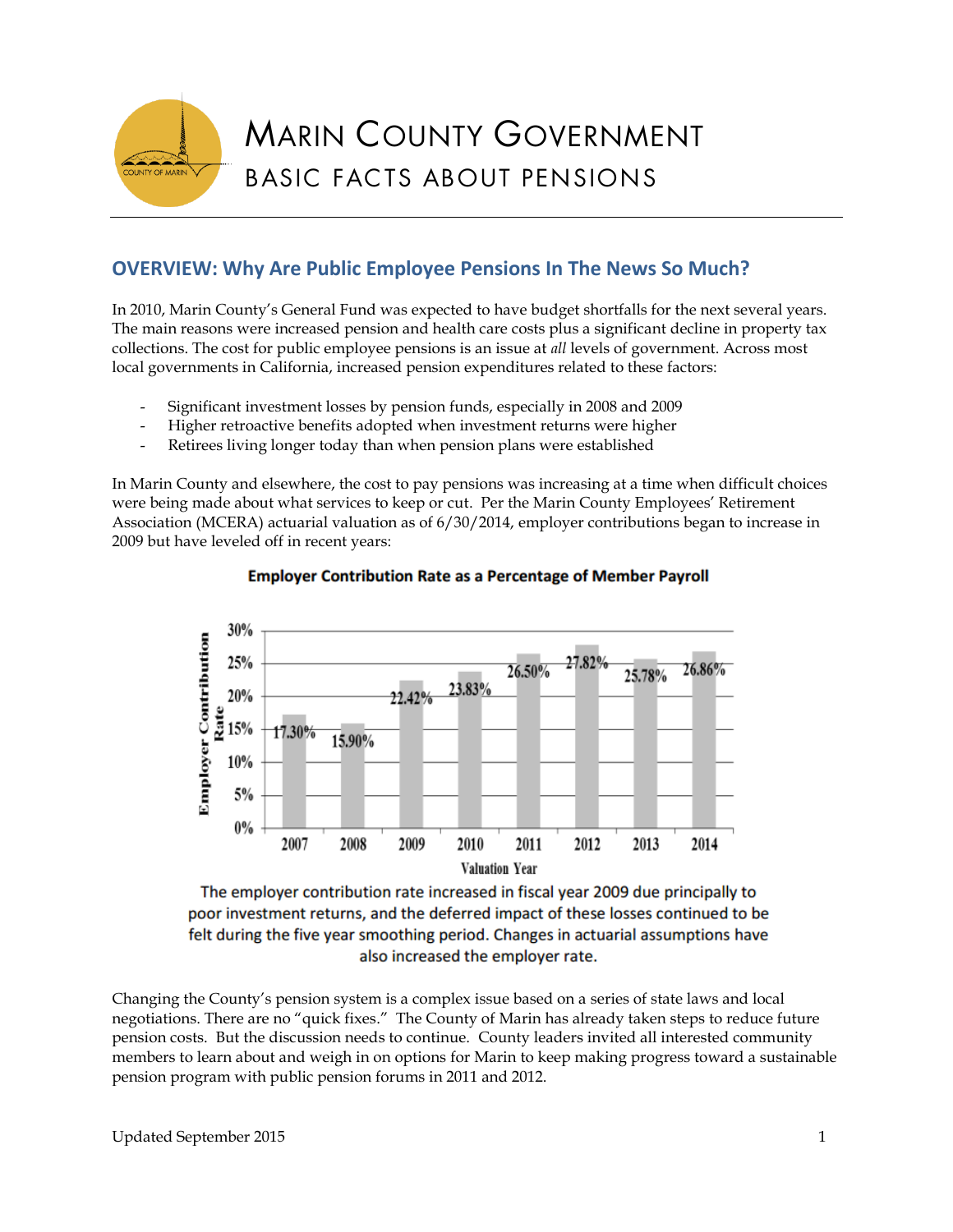# Marin County Government

## Basic Facts About Pensions

## OVERVIEW: Why Are Public Employee Pensions In The News So Much?

In 2010, Marin County's General Fund was expected to have budget shortfalls for the next several years. The main reasons were increased pension and health care costs plus a significant decline in property tax collections. The cost for public employee pensions is an issue at *all* levels of government. Across most local governments in California, increased pension expenditures related to these factors:

- Significant investment losses by pension funds, especially in 2008 and 2009
- Higher retroactive benefits adopted when investment returns were higher
- Retirees living longer today than when pension plans were established

In Marin County and elsewhere, the cost to pay pensions was increasing at a time when difficult choices were being made about what services to keep or cut. Per the Marin County Employees' Retirement Association (MCERA) actuarial valuation as of 6/30/2014, employer contributions began to increase in 2009 but have leveled off in recent years:

**Employer Contribution Rate as a Percentage of Member Payroll**

| Valuation Year | Employer Contribution Rate |
|---|---|
| 2007 | 17.30% |
| 2008 | 15.90% |
| 2009 | 22.42% |
| 2010 | 23.83% |
| 2011 | 26.50% |
| 2012 | 27.82% |
| 2013 | 25.78% |
| 2014 | 26.86% |

The employer contribution rate increased in fiscal year 2009 due principally to poor investment returns, and the deferred impact of these losses continued to be felt during the five year smoothing period. Changes in actuarial assumptions have also increased the employer rate.

Changing the County's pension system is a complex issue based on a series of state laws and local negotiations. There are no "quick fixes." The County of Marin has already taken steps to reduce future pension costs. But the discussion needs to continue. County leaders invited all interested community members to learn about and weigh in on options for Marin to keep making progress toward a sustainable pension program with public pension forums in 2011 and 2012.

Updated September 2015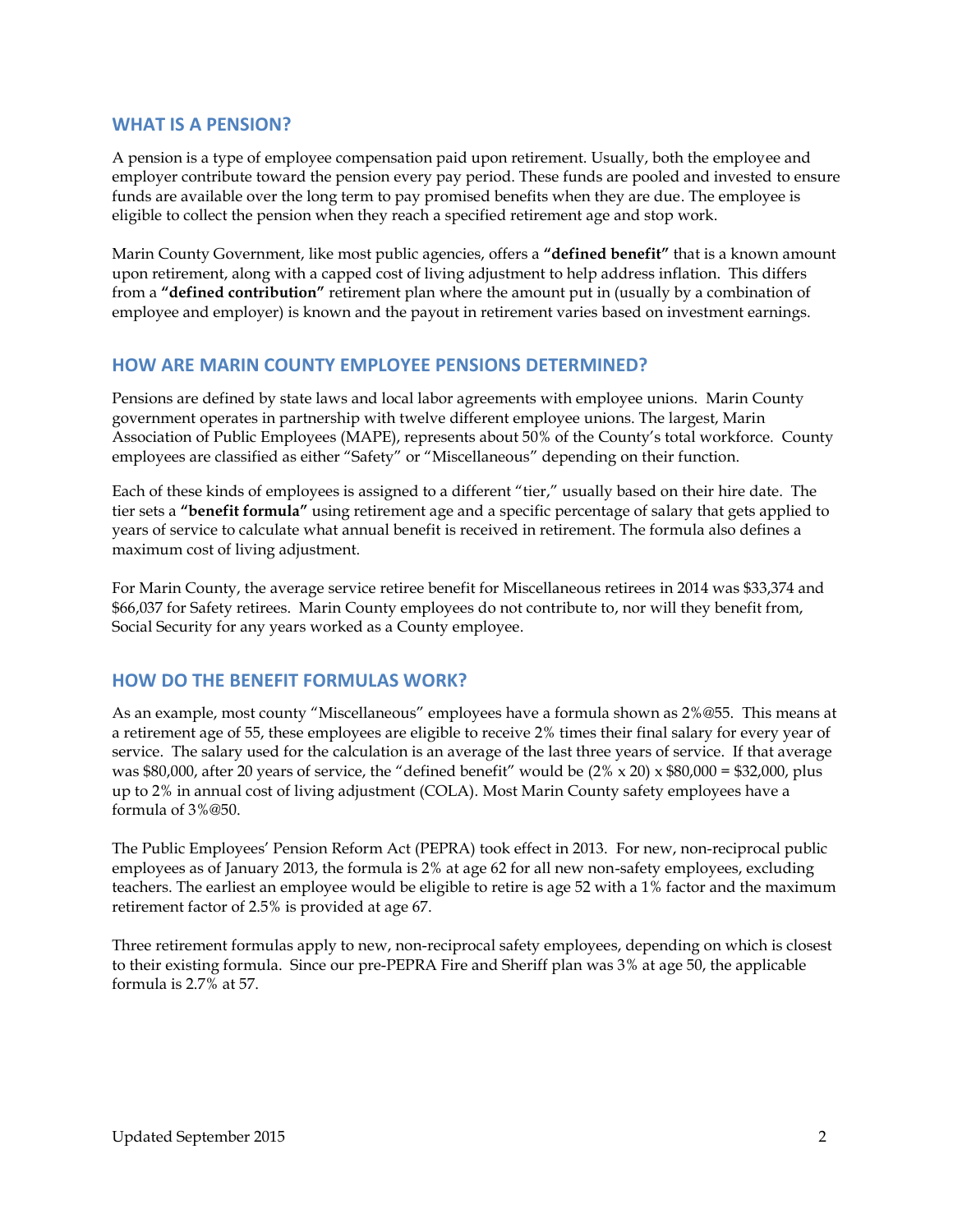## WHAT IS A PENSION?

A pension is a type of employee compensation paid upon retirement. Usually, both the employee and employer contribute toward the pension every pay period. These funds are pooled and invested to ensure funds are available over the long term to pay promised benefits when they are due. The employee is eligible to collect the pension when they reach a specified retirement age and stop work.

Marin County Government, like most public agencies, offers a **"defined benefit"** that is a known amount upon retirement, along with a capped cost of living adjustment to help address inflation. This differs from a **"defined contribution"** retirement plan where the amount put in (usually by a combination of employee and employer) is known and the payout in retirement varies based on investment earnings.

## HOW ARE MARIN COUNTY EMPLOYEE PENSIONS DETERMINED?

Pensions are defined by state laws and local labor agreements with employee unions. Marin County government operates in partnership with twelve different employee unions. The largest, Marin Association of Public Employees (MAPE), represents about 50% of the County's total workforce. County employees are classified as either "Safety" or "Miscellaneous" depending on their function.

Each of these kinds of employees is assigned to a different "tier," usually based on their hire date. The tier sets a **"benefit formula"** using retirement age and a specific percentage of salary that gets applied to years of service to calculate what annual benefit is received in retirement. The formula also defines a maximum cost of living adjustment.

For Marin County, the average service retiree benefit for Miscellaneous retirees in 2014 was $33,374 and $66,037 for Safety retirees. Marin County employees do not contribute to, nor will they benefit from, Social Security for any years worked as a County employee.

## HOW DO THE BENEFIT FORMULAS WORK?

As an example, most county "Miscellaneous" employees have a formula shown as 2%@55. This means at a retirement age of 55, these employees are eligible to receive 2% times their final salary for every year of service. The salary used for the calculation is an average of the last three years of service. If that average was $80,000, after 20 years of service, the "defined benefit" would be (2% x 20) x $80,000 = $32,000, plus up to 2% in annual cost of living adjustment (COLA). Most Marin County safety employees have a formula of 3%@50.

The Public Employees' Pension Reform Act (PEPRA) took effect in 2013. For new, non-reciprocal public employees as of January 2013, the formula is 2% at age 62 for all new non-safety employees, excluding teachers. The earliest an employee would be eligible to retire is age 52 with a 1% factor and the maximum retirement factor of 2.5% is provided at age 67.

Three retirement formulas apply to new, non-reciprocal safety employees, depending on which is closest to their existing formula. Since our pre-PEPRA Fire and Sheriff plan was 3% at age 50, the applicable formula is 2.7% at 57.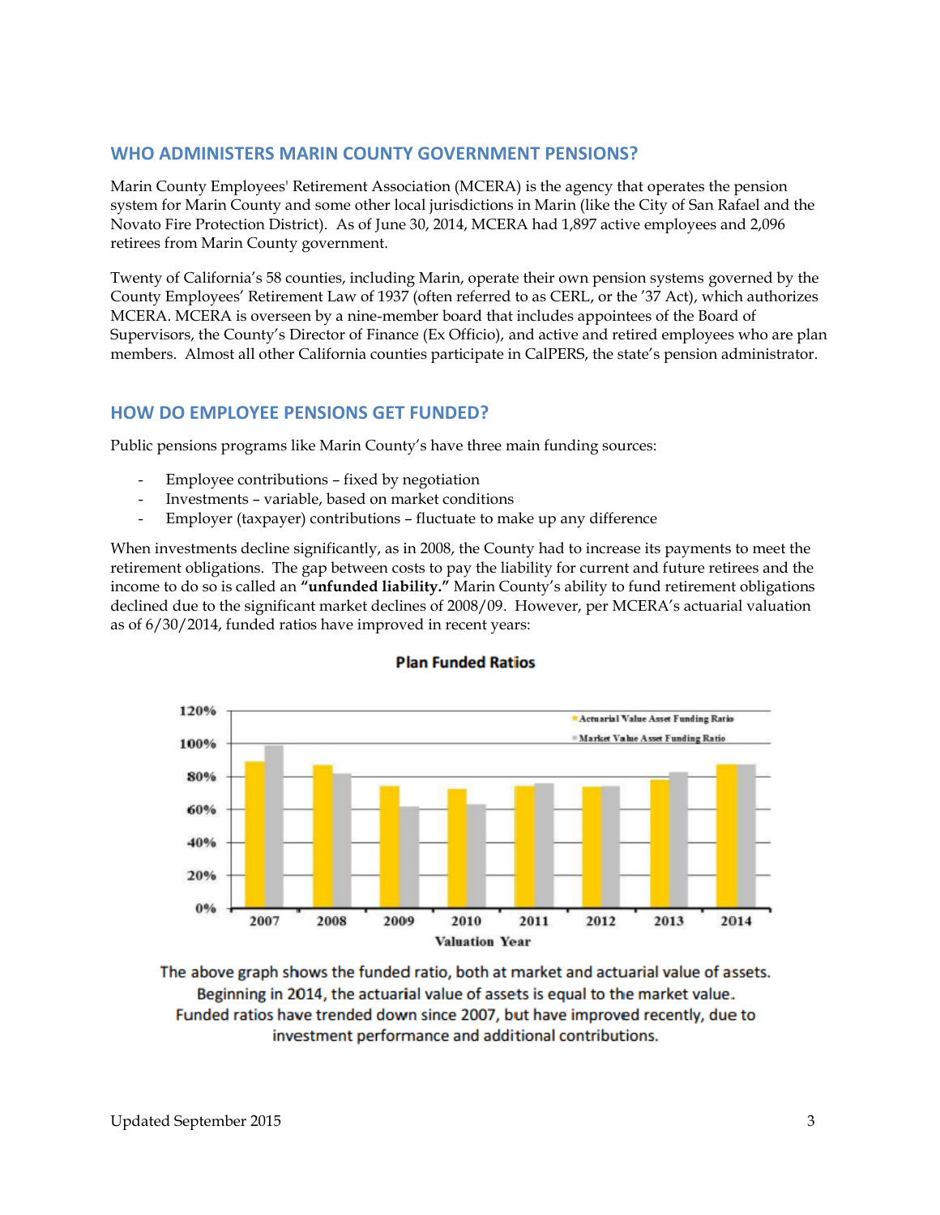## WHO ADMINISTERS MARIN COUNTY GOVERNMENT PENSIONS?

Marin County Employees' Retirement Association (MCERA) is the agency that operates the pension system for Marin County and some other local jurisdictions in Marin (like the City of San Rafael and the Novato Fire Protection District). As of June 30, 2014, MCERA had 1,897 active employees and 2,096 retirees from Marin County government.

Twenty of California's 58 counties, including Marin, operate their own pension systems governed by the County Employees' Retirement Law of 1937 (often referred to as CERL, or the '37 Act), which authorizes MCERA. MCERA is overseen by a nine-member board that includes appointees of the Board of Supervisors, the County's Director of Finance (Ex Officio), and active and retired employees who are plan members. Almost all other California counties participate in CalPERS, the state's pension administrator.

## HOW DO EMPLOYEE PENSIONS GET FUNDED?

Public pensions programs like Marin County's have three main funding sources:

- Employee contributions – fixed by negotiation
- Investments – variable, based on market conditions
- Employer (taxpayer) contributions – fluctuate to make up any difference

When investments decline significantly, as in 2008, the County had to increase its payments to meet the retirement obligations. The gap between costs to pay the liability for current and future retirees and the income to do so is called an **"unfunded liability."** Marin County's ability to fund retirement obligations declined due to the significant market declines of 2008/09. However, per MCERA's actuarial valuation as of 6/30/2014, funded ratios have improved in recent years:

**Plan Funded Ratios**

The above graph shows the funded ratio, both at market and actuarial value of assets. Beginning in 2014, the actuarial value of assets is equal to the market value. Funded ratios have trended down since 2007, but have improved recently, due to investment performance and additional contributions.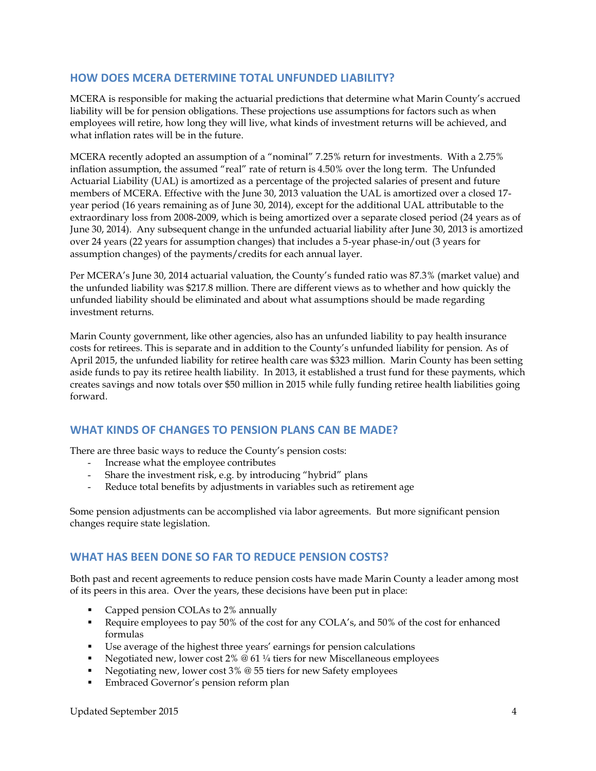## HOW DOES MCERA DETERMINE TOTAL UNFUNDED LIABILITY?

MCERA is responsible for making the actuarial predictions that determine what Marin County's accrued liability will be for pension obligations. These projections use assumptions for factors such as when employees will retire, how long they will live, what kinds of investment returns will be achieved, and what inflation rates will be in the future.

MCERA recently adopted an assumption of a "nominal" 7.25% return for investments. With a 2.75% inflation assumption, the assumed "real" rate of return is 4.50% over the long term. The Unfunded Actuarial Liability (UAL) is amortized as a percentage of the projected salaries of present and future members of MCERA. Effective with the June 30, 2013 valuation the UAL is amortized over a closed 17-year period (16 years remaining as of June 30, 2014), except for the additional UAL attributable to the extraordinary loss from 2008-2009, which is being amortized over a separate closed period (24 years as of June 30, 2014). Any subsequent change in the unfunded actuarial liability after June 30, 2013 is amortized over 24 years (22 years for assumption changes) that includes a 5-year phase-in/out (3 years for assumption changes) of the payments/credits for each annual layer.

Per MCERA's June 30, 2014 actuarial valuation, the County's funded ratio was 87.3% (market value) and the unfunded liability was $217.8 million. There are different views as to whether and how quickly the unfunded liability should be eliminated and about what assumptions should be made regarding investment returns.

Marin County government, like other agencies, also has an unfunded liability to pay health insurance costs for retirees. This is separate and in addition to the County's unfunded liability for pension. As of April 2015, the unfunded liability for retiree health care was $323 million. Marin County has been setting aside funds to pay its retiree health liability. In 2013, it established a trust fund for these payments, which creates savings and now totals over $50 million in 2015 while fully funding retiree health liabilities going forward.

## WHAT KINDS OF CHANGES TO PENSION PLANS CAN BE MADE?

There are three basic ways to reduce the County's pension costs:

- Increase what the employee contributes
- Share the investment risk, e.g. by introducing "hybrid" plans
- Reduce total benefits by adjustments in variables such as retirement age

Some pension adjustments can be accomplished via labor agreements. But more significant pension changes require state legislation.

## WHAT HAS BEEN DONE SO FAR TO REDUCE PENSION COSTS?

Both past and recent agreements to reduce pension costs have made Marin County a leader among most of its peers in this area. Over the years, these decisions have been put in place:

- Capped pension COLAs to 2% annually
- Require employees to pay 50% of the cost for any COLA's, and 50% of the cost for enhanced formulas
- Use average of the highest three years' earnings for pension calculations
- Negotiated new, lower cost 2% @ 61 ¼ tiers for new Miscellaneous employees
- Negotiating new, lower cost 3% @ 55 tiers for new Safety employees
- Embraced Governor's pension reform plan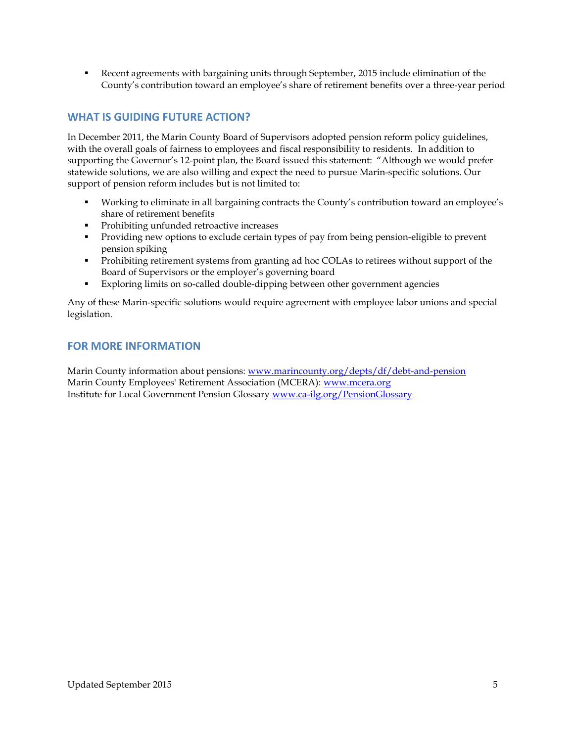- Recent agreements with bargaining units through September, 2015 include elimination of the County's contribution toward an employee's share of retirement benefits over a three-year period

## WHAT IS GUIDING FUTURE ACTION?

In December 2011, the Marin County Board of Supervisors adopted pension reform policy guidelines, with the overall goals of fairness to employees and fiscal responsibility to residents. In addition to supporting the Governor's 12-point plan, the Board issued this statement: "Although we would prefer statewide solutions, we are also willing and expect the need to pursue Marin-specific solutions. Our support of pension reform includes but is not limited to:

- Working to eliminate in all bargaining contracts the County's contribution toward an employee's share of retirement benefits
- Prohibiting unfunded retroactive increases
- Providing new options to exclude certain types of pay from being pension-eligible to prevent pension spiking
- Prohibiting retirement systems from granting ad hoc COLAs to retirees without support of the Board of Supervisors or the employer's governing board
- Exploring limits on so-called double-dipping between other government agencies

Any of these Marin-specific solutions would require agreement with employee labor unions and special legislation.

## FOR MORE INFORMATION

Marin County information about pensions: www.marincounty.org/depts/df/debt-and-pension
Marin County Employees' Retirement Association (MCERA): www.mcera.org
Institute for Local Government Pension Glossary www.ca-ilg.org/PensionGlossary

Updated September 2015